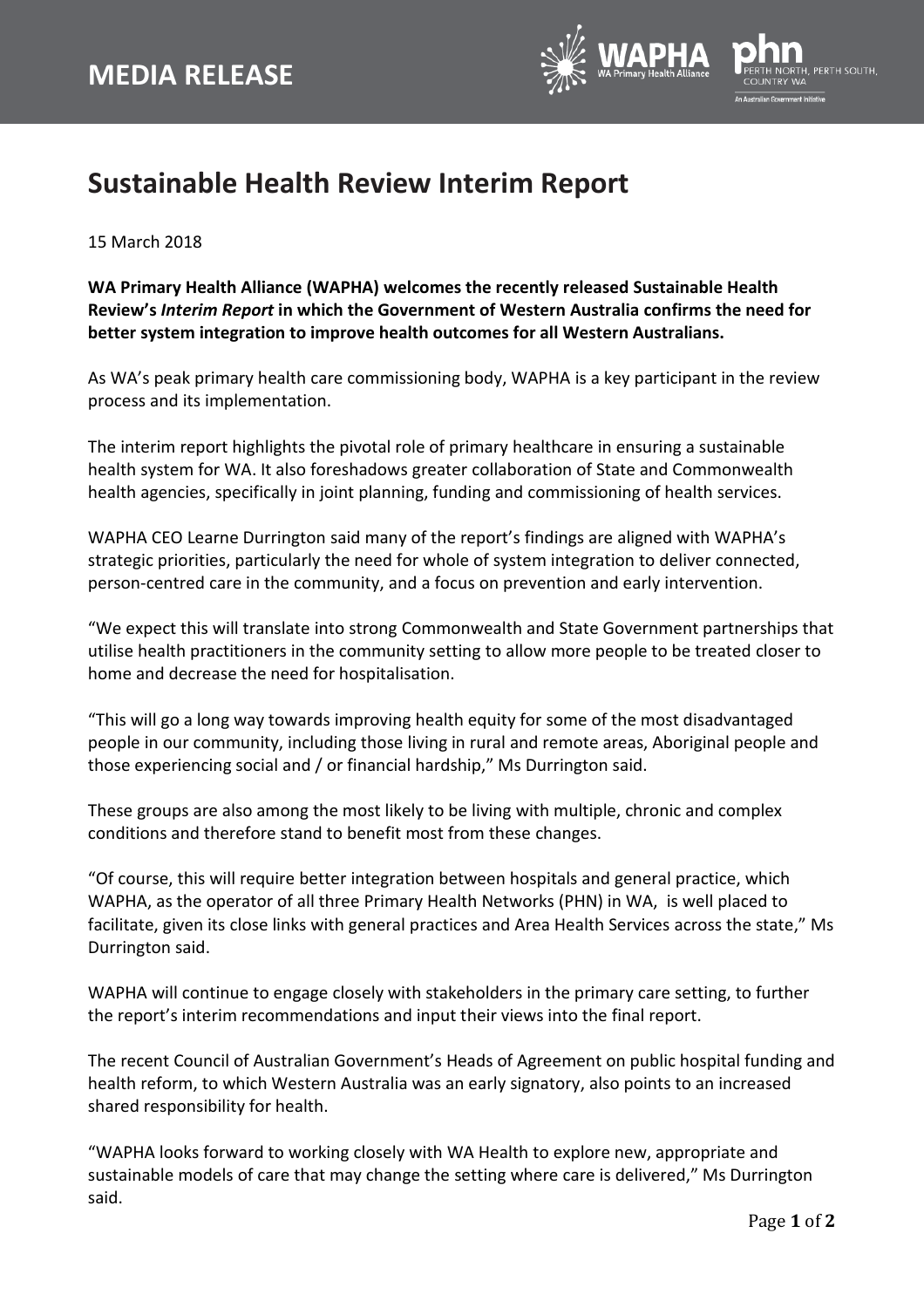# MEDIA RELEASE

## Sustainable Health Review Interim Report

15 March 2018

**WA Primary Health Alliance (WAPHA) welcomes the recently released Sustainable Health Review's *Interim Report* in which the Government of Western Australia confirms the need for better system integration to improve health outcomes for all Western Australians.**

As WA's peak primary health care commissioning body, WAPHA is a key participant in the review process and its implementation.

The interim report highlights the pivotal role of primary healthcare in ensuring a sustainable health system for WA. It also foreshadows greater collaboration of State and Commonwealth health agencies, specifically in joint planning, funding and commissioning of health services.

WAPHA CEO Learne Durrington said many of the report's findings are aligned with WAPHA's strategic priorities, particularly the need for whole of system integration to deliver connected, person-centred care in the community, and a focus on prevention and early intervention.

"We expect this will translate into strong Commonwealth and State Government partnerships that utilise health practitioners in the community setting to allow more people to be treated closer to home and decrease the need for hospitalisation.

"This will go a long way towards improving health equity for some of the most disadvantaged people in our community, including those living in rural and remote areas, Aboriginal people and those experiencing social and / or financial hardship," Ms Durrington said.

These groups are also among the most likely to be living with multiple, chronic and complex conditions and therefore stand to benefit most from these changes.

"Of course, this will require better integration between hospitals and general practice, which WAPHA, as the operator of all three Primary Health Networks (PHN) in WA, is well placed to facilitate, given its close links with general practices and Area Health Services across the state," Ms Durrington said.

WAPHA will continue to engage closely with stakeholders in the primary care setting, to further the report's interim recommendations and input their views into the final report.

The recent Council of Australian Government's Heads of Agreement on public hospital funding and health reform, to which Western Australia was an early signatory, also points to an increased shared responsibility for health.

"WAPHA looks forward to working closely with WA Health to explore new, appropriate and sustainable models of care that may change the setting where care is delivered," Ms Durrington said.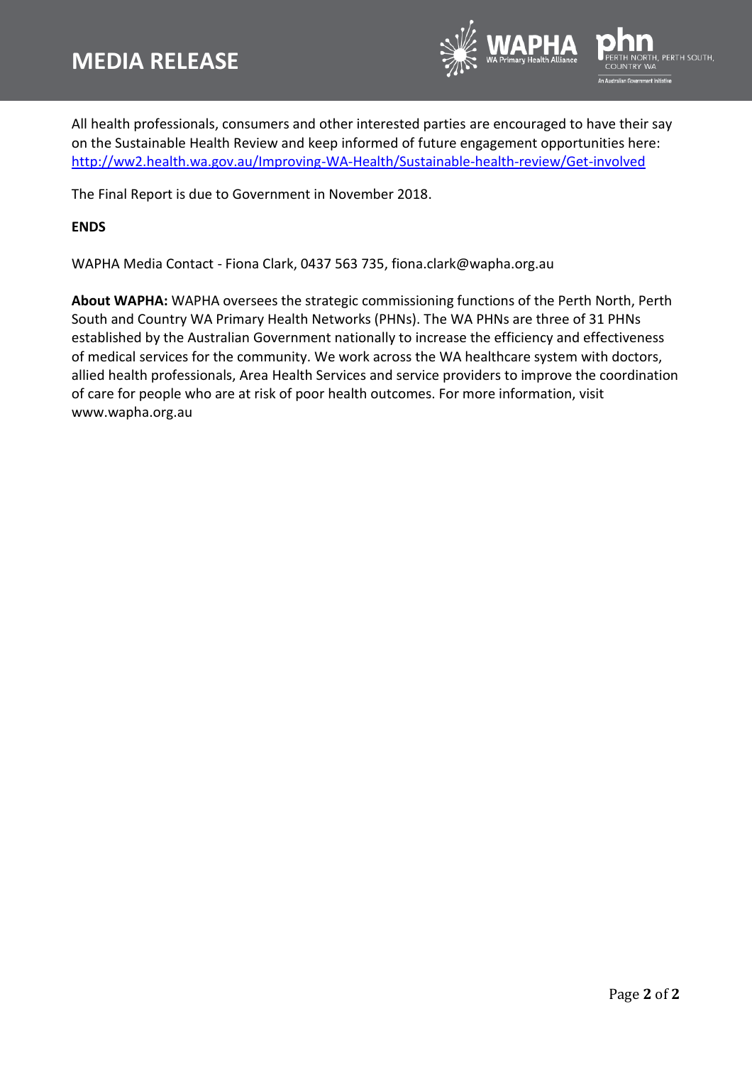All health professionals, consumers and other interested parties are encouraged to have their say on the Sustainable Health Review and keep informed of future engagement opportunities here: [http://ww2.health.wa.gov.au/Improving-WA-Health/Sustainable-health-review/Get-involved](http://ww2.health.wa.gov.au/Improving-WA-Health/Sustainable-health-review/Get-involved)

The Final Report is due to Government in November 2018.

**ENDS**

WAPHA Media Contact - Fiona Clark, 0437 563 735, fiona.clark@wapha.org.au

**About WAPHA:** WAPHA oversees the strategic commissioning functions of the Perth North, Perth South and Country WA Primary Health Networks (PHNs). The WA PHNs are three of 31 PHNs established by the Australian Government nationally to increase the efficiency and effectiveness of medical services for the community. We work across the WA healthcare system with doctors, allied health professionals, Area Health Services and service providers to improve the coordination of care for people who are at risk of poor health outcomes. For more information, visit www.wapha.org.au